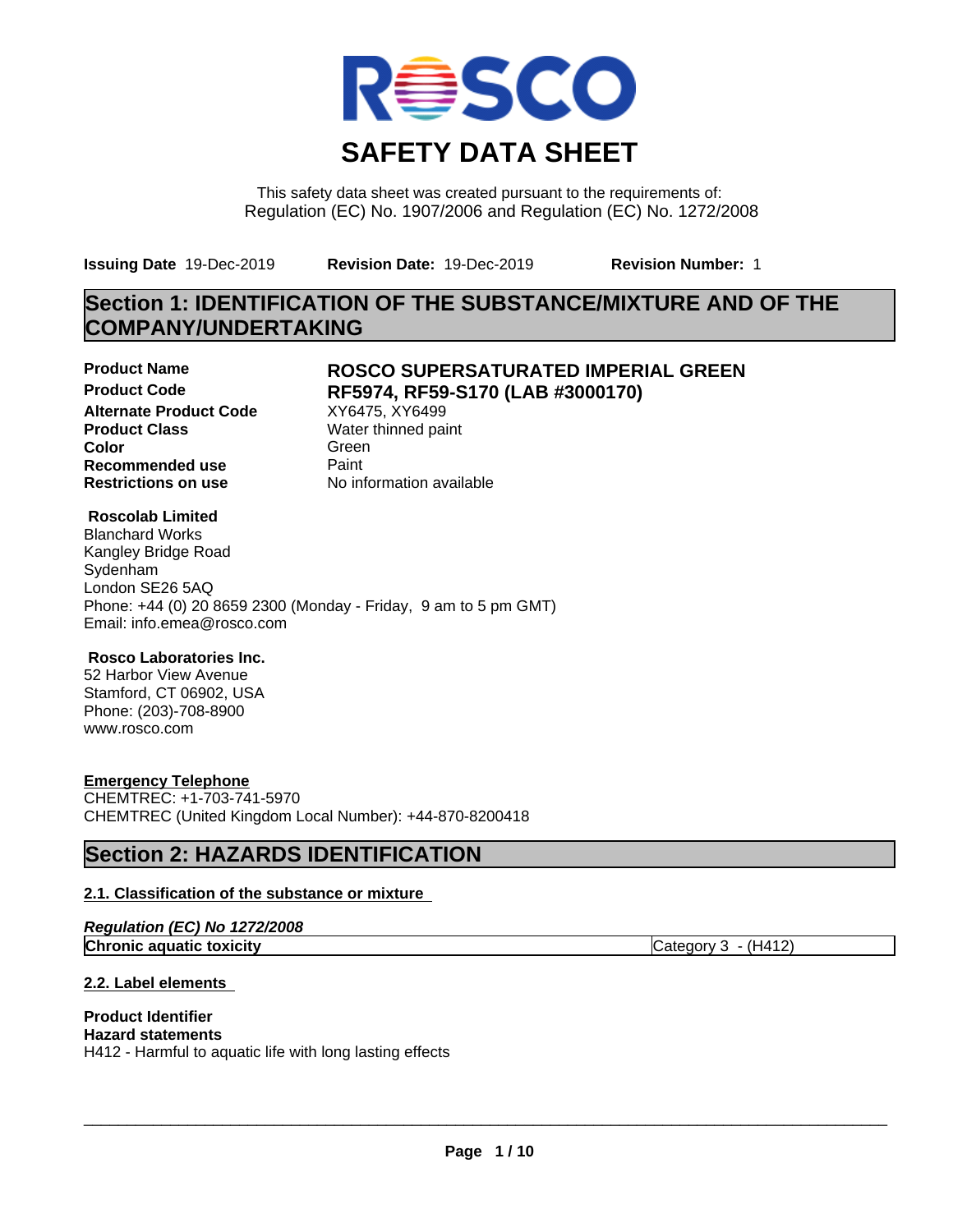# SAFETY DATA SHEET

This safety data sheet was created pursuant to the requirements of:
Regulation (EC) No. 1907/2006 and Regulation (EC) No. 1272/2008

**Issuing Date** 19-Dec-2019 **Revision Date:** 19-Dec-2019 **Revision Number:** 1

## Section 1: IDENTIFICATION OF THE SUBSTANCE/MIXTURE AND OF THE COMPANY/UNDERTAKING

| | |
|---|---|
| **Product Name** | **ROSCO SUPERSATURATED IMPERIAL GREEN** |
| **Product Code** | **RF5974, RF59-S170 (LAB #3000170)** |
| **Alternate Product Code** | XY6475, XY6499 |
| **Product Class** | Water thinned paint |
| **Color** | Green |
| **Recommended use** | Paint |
| **Restrictions on use** | No information available |

**Roscolab Limited**
Blanchard Works
Kangley Bridge Road
Sydenham
London SE26 5AQ
Phone: +44 (0) 20 8659 2300 (Monday - Friday, 9 am to 5 pm GMT)
Email: info.emea@rosco.com

**Rosco Laboratories Inc.**
52 Harbor View Avenue
Stamford, CT 06902, USA
Phone: (203)-708-8900
www.rosco.com

**Emergency Telephone**
CHEMTREC: +1-703-741-5970
CHEMTREC (United Kingdom Local Number): +44-870-8200418

## Section 2: HAZARDS IDENTIFICATION

### 2.1. Classification of the substance or mixture

***Regulation (EC) No 1272/2008***

| | |
|---|---|
| **Chronic aquatic toxicity** | Category 3 - (H412) |

### 2.2. Label elements

**Product Identifier**
**Hazard statements**
H412 - Harmful to aquatic life with long lasting effects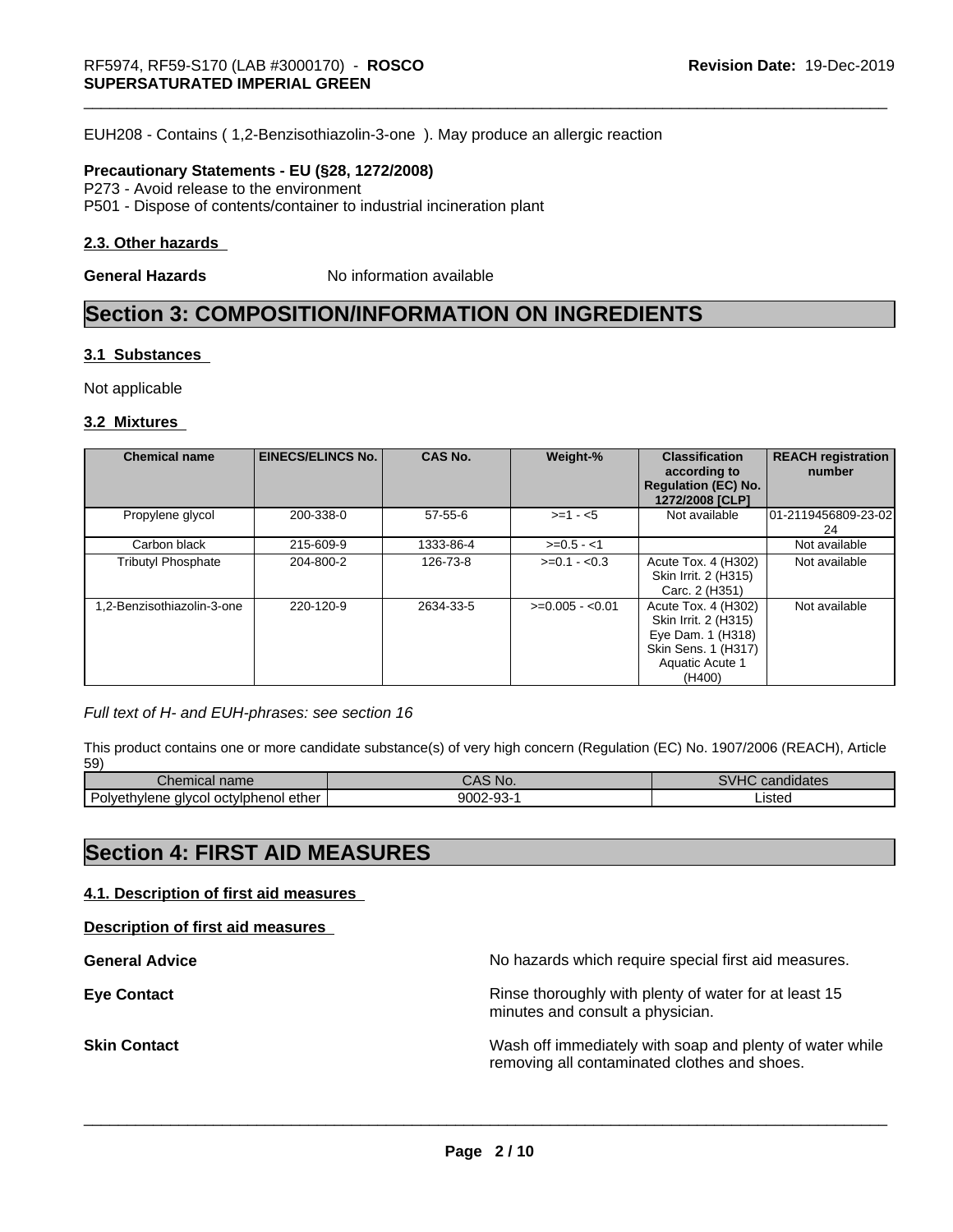EUH208 - Contains ( 1,2-Benzisothiazolin-3-one ). May produce an allergic reaction

**Precautionary Statements - EU (§28, 1272/2008)**

P273 - Avoid release to the environment
P501 - Dispose of contents/container to industrial incineration plant

### 2.3. Other hazards

**General Hazards** No information available

## Section 3: COMPOSITION/INFORMATION ON INGREDIENTS

### 3.1 Substances

Not applicable

### 3.2 Mixtures

| Chemical name | EINECS/ELINCS No. | CAS No. | Weight-% | Classification according to Regulation (EC) No. 1272/2008 [CLP] | REACH registration number |
|---|---|---|---|---|---|
| Propylene glycol | 200-338-0 | 57-55-6 | >=1 - <5 | Not available | 01-2119456809-23-0224 |
| Carbon black | 215-609-9 | 1333-86-4 | >=0.5 - <1 | | Not available |
| Tributyl Phosphate | 204-800-2 | 126-73-8 | >=0.1 - <0.3 | Acute Tox. 4 (H302) Skin Irrit. 2 (H315) Carc. 2 (H351) | Not available |
| 1,2-Benzisothiazolin-3-one | 220-120-9 | 2634-33-5 | >=0.005 - <0.01 | Acute Tox. 4 (H302) Skin Irrit. 2 (H315) Eye Dam. 1 (H318) Skin Sens. 1 (H317) Aquatic Acute 1 (H400) | Not available |

*Full text of H- and EUH-phrases: see section 16*

This product contains one or more candidate substance(s) of very high concern (Regulation (EC) No. 1907/2006 (REACH), Article 59)

| Chemical name | CAS No. | SVHC candidates |
|---|---|---|
| Polyethylene glycol octylphenol ether | 9002-93-1 | Listed |

## Section 4: FIRST AID MEASURES

### 4.1. Description of first aid measures

**Description of first aid measures**

**General Advice** No hazards which require special first aid measures.

**Eye Contact** Rinse thoroughly with plenty of water for at least 15 minutes and consult a physician.

**Skin Contact** Wash off immediately with soap and plenty of water while removing all contaminated clothes and shoes.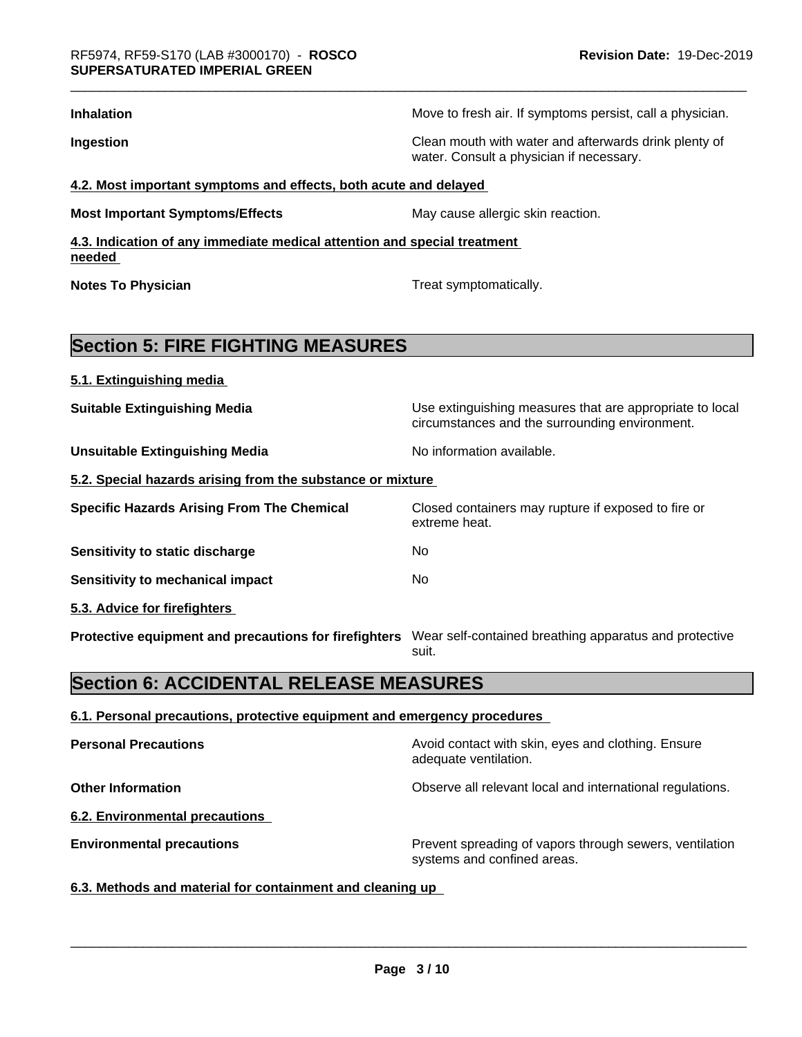**Inhalation** Move to fresh air. If symptoms persist, call a physician.

**Ingestion** Clean mouth with water and afterwards drink plenty of water. Consult a physician if necessary.

### 4.2. Most important symptoms and effects, both acute and delayed

**Most Important Symptoms/Effects** May cause allergic skin reaction.

### 4.3. Indication of any immediate medical attention and special treatment needed

**Notes To Physician** Treat symptomatically.

## Section 5: FIRE FIGHTING MEASURES

### 5.1. Extinguishing media

**Suitable Extinguishing Media** Use extinguishing measures that are appropriate to local circumstances and the surrounding environment.

**Unsuitable Extinguishing Media** No information available.

### 5.2. Special hazards arising from the substance or mixture

**Specific Hazards Arising From The Chemical** Closed containers may rupture if exposed to fire or extreme heat.

**Sensitivity to static discharge** No

**Sensitivity to mechanical impact** No

### 5.3. Advice for firefighters

**Protective equipment and precautions for firefighters** Wear self-contained breathing apparatus and protective suit.

## Section 6: ACCIDENTAL RELEASE MEASURES

### 6.1. Personal precautions, protective equipment and emergency procedures

**Personal Precautions** Avoid contact with skin, eyes and clothing. Ensure adequate ventilation.

**Other Information** Observe all relevant local and international regulations.

### 6.2. Environmental precautions

**Environmental precautions** Prevent spreading of vapors through sewers, ventilation systems and confined areas.

### 6.3. Methods and material for containment and cleaning up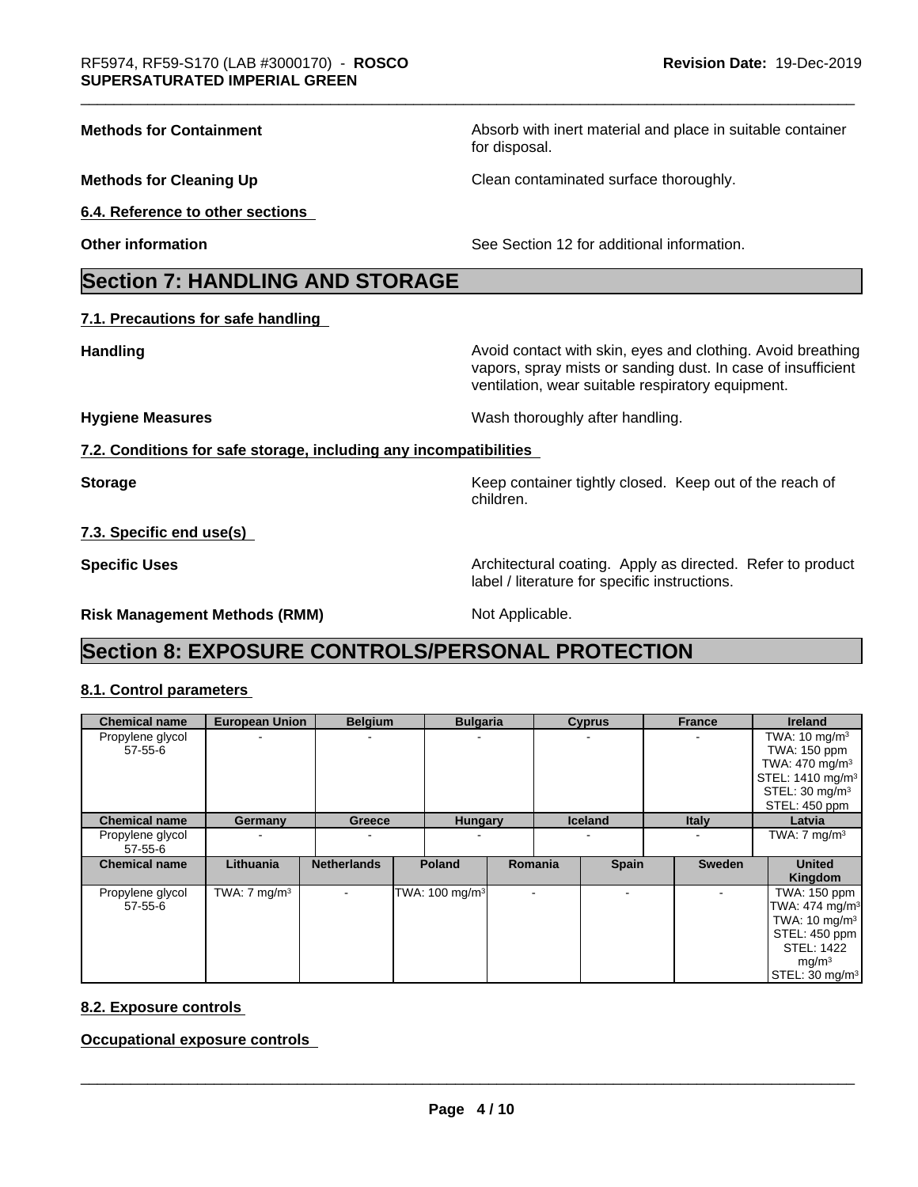**Methods for Containment** Absorb with inert material and place in suitable container for disposal.

**Methods for Cleaning Up** Clean contaminated surface thoroughly.

**6.4. Reference to other sections**

**Other information** See Section 12 for additional information.

# Section 7: HANDLING AND STORAGE

**7.1. Precautions for safe handling**

**Handling** Avoid contact with skin, eyes and clothing. Avoid breathing vapors, spray mists or sanding dust. In case of insufficient ventilation, wear suitable respiratory equipment.

**Hygiene Measures** Wash thoroughly after handling.

**7.2. Conditions for safe storage, including any incompatibilities**

**Storage** Keep container tightly closed. Keep out of the reach of children.

**7.3. Specific end use(s)**

**Specific Uses** Architectural coating. Apply as directed. Refer to product label / literature for specific instructions.

**Risk Management Methods (RMM)** Not Applicable.

# Section 8: EXPOSURE CONTROLS/PERSONAL PROTECTION

**8.1. Control parameters**

| Chemical name | European Union | Belgium | Bulgaria | Cyprus | France | Ireland |
|---|---|---|---|---|---|---|
| Propylene glycol 57-55-6 | - | - | - | - | - | TWA: 10 mg/m³ TWA: 150 ppm TWA: 470 mg/m³ STEL: 1410 mg/m³ STEL: 30 mg/m³ STEL: 450 ppm |

| Chemical name | Germany | Greece | Hungary | Iceland | Italy | Latvia |
|---|---|---|---|---|---|---|
| Propylene glycol 57-55-6 | - | - | - | - | - | TWA: 7 mg/m³ |

| Chemical name | Lithuania | Netherlands | Poland | Romania | Spain | Sweden | United Kingdom |
|---|---|---|---|---|---|---|---|
| Propylene glycol 57-55-6 | TWA: 7 mg/m³ | - | TWA: 100 mg/m³ | - | - | - | TWA: 150 ppm TWA: 474 mg/m³ TWA: 10 mg/m³ STEL: 450 ppm STEL: 1422 mg/m³ STEL: 30 mg/m³ |

**8.2. Exposure controls**

**Occupational exposure controls**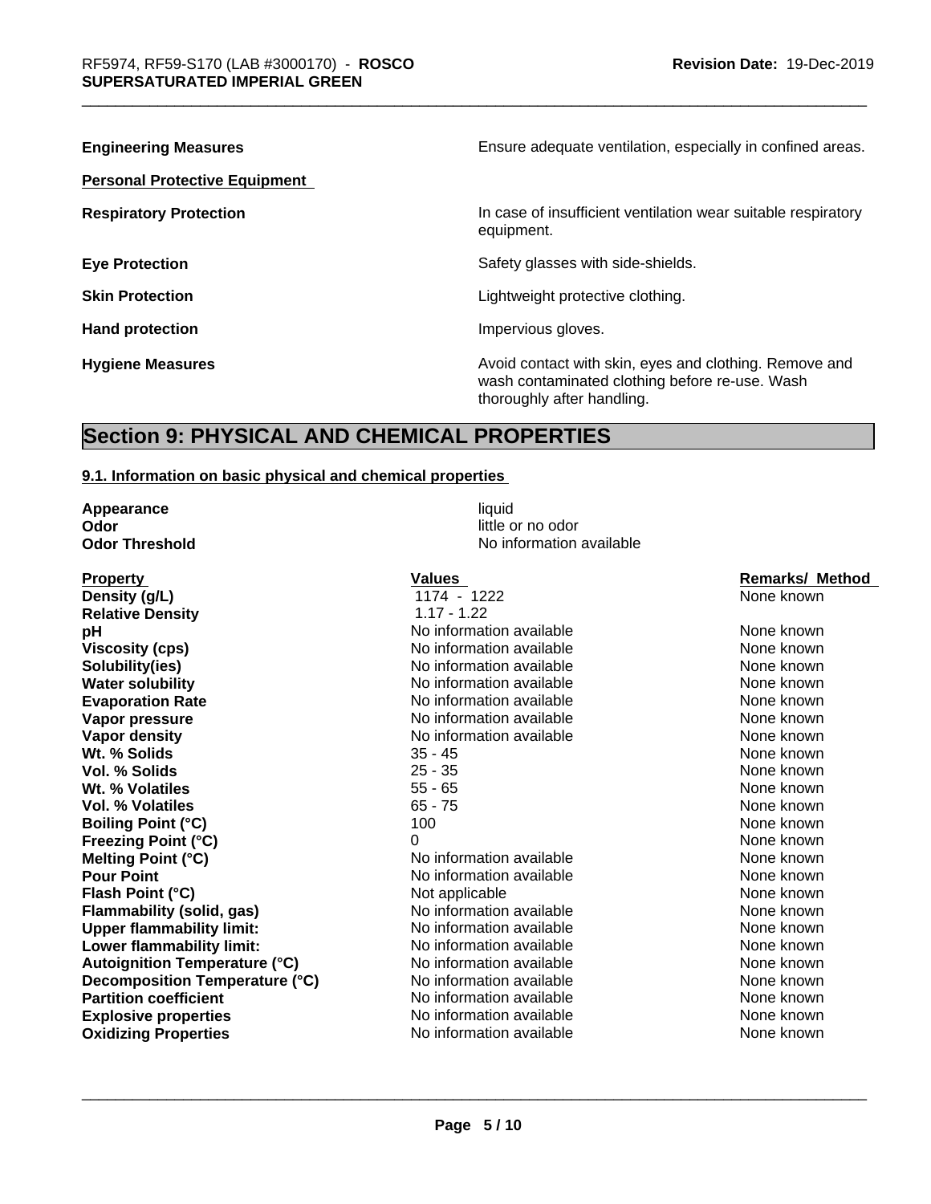| | |
|---|---|
| **Engineering Measures** | Ensure adequate ventilation, especially in confined areas. |

**Personal Protective Equipment**

| | |
|---|---|
| **Respiratory Protection** | In case of insufficient ventilation wear suitable respiratory equipment. |
| **Eye Protection** | Safety glasses with side-shields. |
| **Skin Protection** | Lightweight protective clothing. |
| **Hand protection** | Impervious gloves. |
| **Hygiene Measures** | Avoid contact with skin, eyes and clothing. Remove and wash contaminated clothing before re-use. Wash thoroughly after handling. |

# Section 9: PHYSICAL AND CHEMICAL PROPERTIES

## 9.1. Information on basic physical and chemical properties

| | |
|---|---|
| **Appearance** | liquid |
| **Odor** | little or no odor |
| **Odor Threshold** | No information available |

| Property | Values | Remarks/ Method |
|---|---|---|
| **Density (g/L)** | 1174 - 1222 | None known |
| **Relative Density** | 1.17 - 1.22 | |
| **pH** | No information available | None known |
| **Viscosity (cps)** | No information available | None known |
| **Solubility(ies)** | No information available | None known |
| **Water solubility** | No information available | None known |
| **Evaporation Rate** | No information available | None known |
| **Vapor pressure** | No information available | None known |
| **Vapor density** | No information available | None known |
| **Wt. % Solids** | 35 - 45 | None known |
| **Vol. % Solids** | 25 - 35 | None known |
| **Wt. % Volatiles** | 55 - 65 | None known |
| **Vol. % Volatiles** | 65 - 75 | None known |
| **Boiling Point (°C)** | 100 | None known |
| **Freezing Point (°C)** | 0 | None known |
| **Melting Point (°C)** | No information available | None known |
| **Pour Point** | No information available | None known |
| **Flash Point (°C)** | Not applicable | None known |
| **Flammability (solid, gas)** | No information available | None known |
| **Upper flammability limit:** | No information available | None known |
| **Lower flammability limit:** | No information available | None known |
| **Autoignition Temperature (°C)** | No information available | None known |
| **Decomposition Temperature (°C)** | No information available | None known |
| **Partition coefficient** | No information available | None known |
| **Explosive properties** | No information available | None known |
| **Oxidizing Properties** | No information available | None known |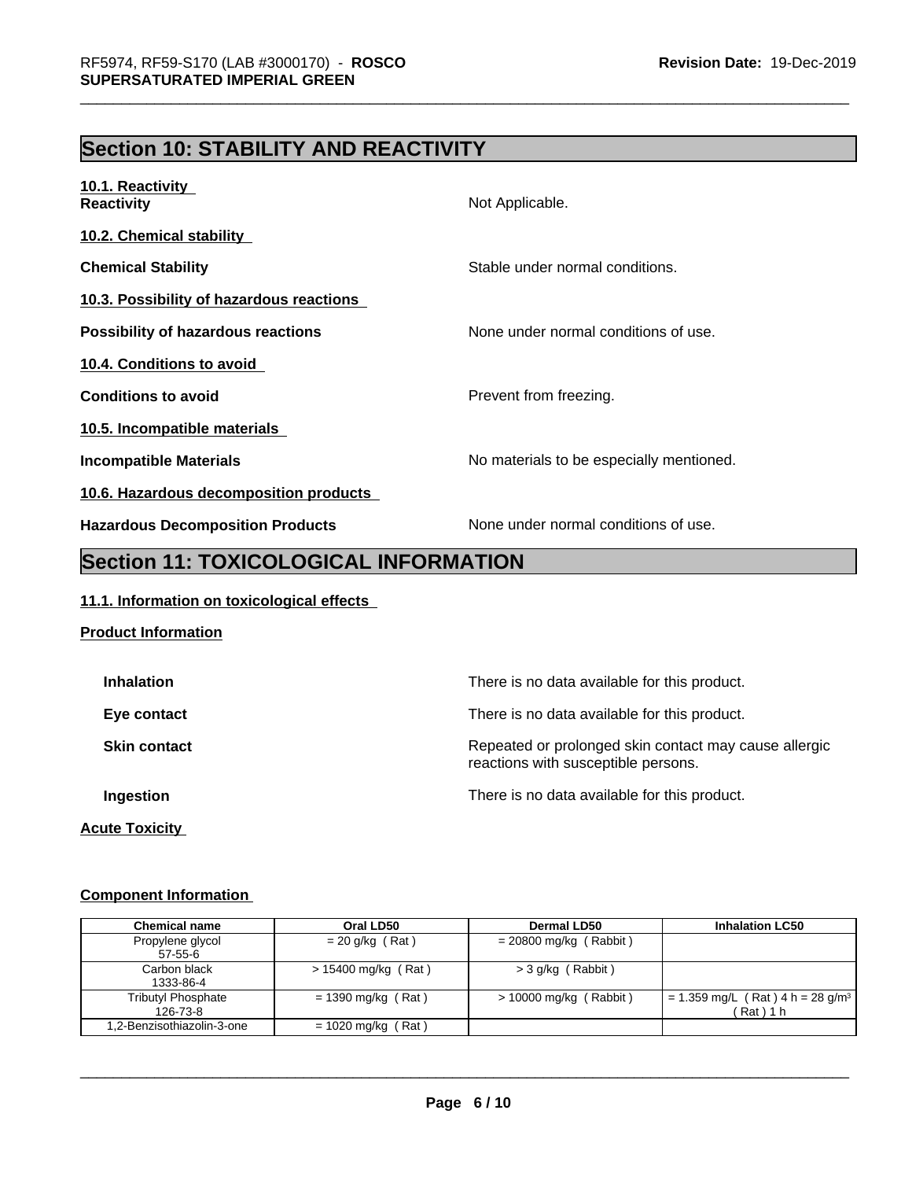## Section 10: STABILITY AND REACTIVITY

**10.1. Reactivity**

**Reactivity** Not Applicable.

**10.2. Chemical stability**

**Chemical Stability** Stable under normal conditions.

**10.3. Possibility of hazardous reactions**

**Possibility of hazardous reactions** None under normal conditions of use.

**10.4. Conditions to avoid**

**Conditions to avoid** Prevent from freezing.

**10.5. Incompatible materials**

**Incompatible Materials** No materials to be especially mentioned.

**10.6. Hazardous decomposition products**

**Hazardous Decomposition Products** None under normal conditions of use.

## Section 11: TOXICOLOGICAL INFORMATION

**11.1. Information on toxicological effects**

**Product Information**

**Inhalation** There is no data available for this product.

**Eye contact** There is no data available for this product.

**Skin contact** Repeated or prolonged skin contact may cause allergic reactions with susceptible persons.

**Ingestion** There is no data available for this product.

**Acute Toxicity**

**Component Information**

| Chemical name | Oral LD50 | Dermal LD50 | Inhalation LC50 |
|---|---|---|---|
| Propylene glycol 57-55-6 | = 20 g/kg ( Rat ) | = 20800 mg/kg ( Rabbit ) | |
| Carbon black 1333-86-4 | > 15400 mg/kg ( Rat ) | > 3 g/kg ( Rabbit ) | |
| Tributyl Phosphate 126-73-8 | = 1390 mg/kg ( Rat ) | > 10000 mg/kg ( Rabbit ) | = 1.359 mg/L ( Rat ) 4 h = 28 g/m³ ( Rat ) 1 h |
| 1,2-Benzisothiazolin-3-one | = 1020 mg/kg ( Rat ) | | |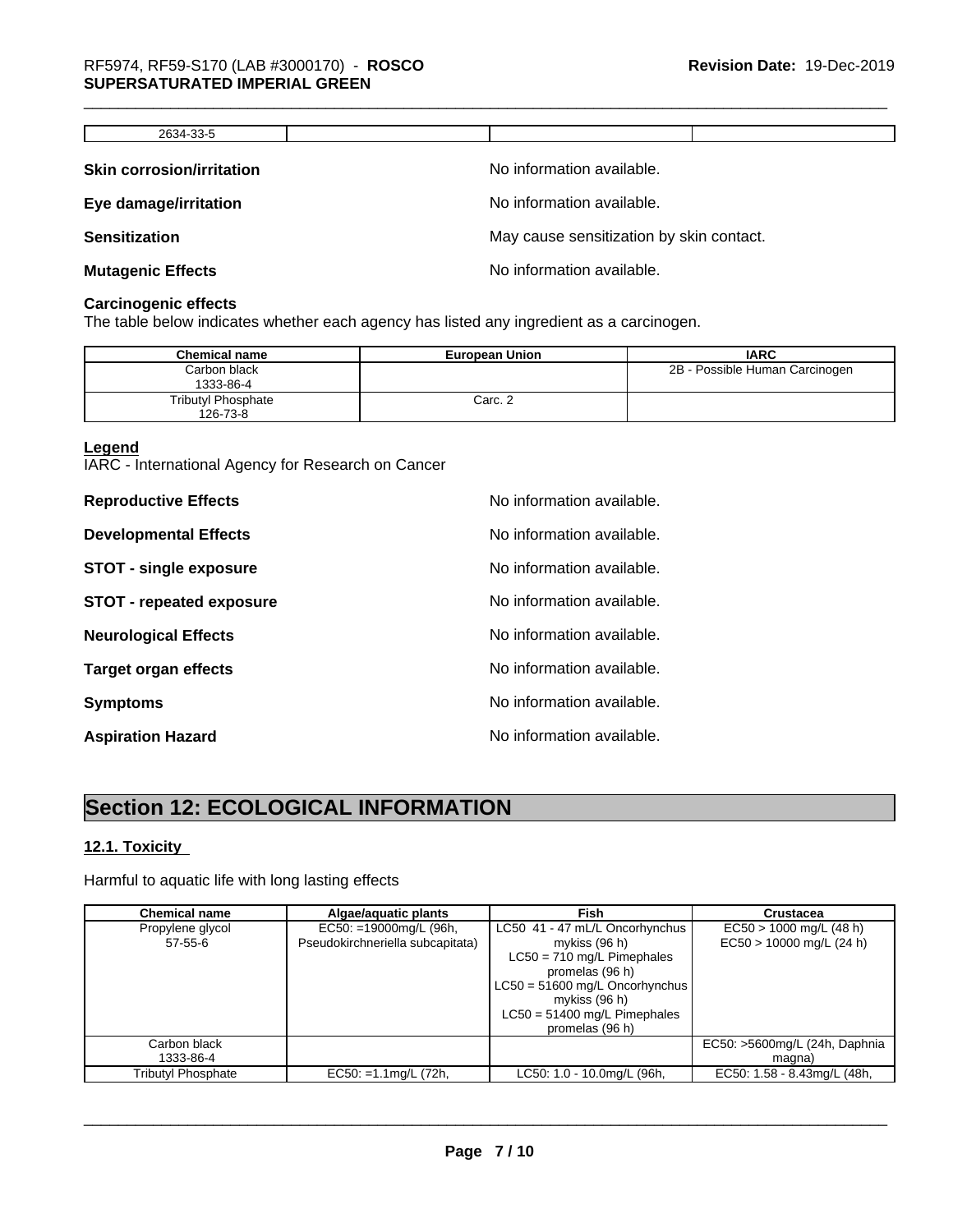| 2634-33-5 | | | |
|---|---|---|---|

**Skin corrosion/irritation** No information available.

**Eye damage/irritation** No information available.

**Sensitization** May cause sensitization by skin contact.

**Mutagenic Effects** No information available.

**Carcinogenic effects**

The table below indicates whether each agency has listed any ingredient as a carcinogen.

| Chemical name | European Union | IARC |
|---|---|---|
| Carbon black<br>1333-86-4 | | 2B - Possible Human Carcinogen |
| Tributyl Phosphate<br>126-73-8 | Carc. 2 | |

**Legend**

IARC - International Agency for Research on Cancer

**Reproductive Effects** No information available.

**Developmental Effects** No information available.

**STOT - single exposure** No information available.

**STOT - repeated exposure** No information available.

**Neurological Effects** No information available.

**Target organ effects** No information available.

**Symptoms** No information available.

**Aspiration Hazard** No information available.

# Section 12: ECOLOGICAL INFORMATION

## 12.1. Toxicity

Harmful to aquatic life with long lasting effects

| Chemical name | Algae/aquatic plants | Fish | Crustacea |
|---|---|---|---|
| Propylene glycol<br>57-55-6 | EC50: =19000mg/L (96h, Pseudokirchneriella subcapitata) | LC50 41 - 47 mL/L Oncorhynchus mykiss (96 h)<br>LC50 = 710 mg/L Pimephales promelas (96 h)<br>LC50 = 51600 mg/L Oncorhynchus mykiss (96 h)<br>LC50 = 51400 mg/L Pimephales promelas (96 h) | EC50 > 1000 mg/L (48 h)<br>EC50 > 10000 mg/L (24 h) |
| Carbon black<br>1333-86-4 | | | EC50: >5600mg/L (24h, Daphnia magna) |
| Tributyl Phosphate | EC50: =1.1mg/L (72h, | LC50: 1.0 - 10.0mg/L (96h, | EC50: 1.58 - 8.43mg/L (48h, |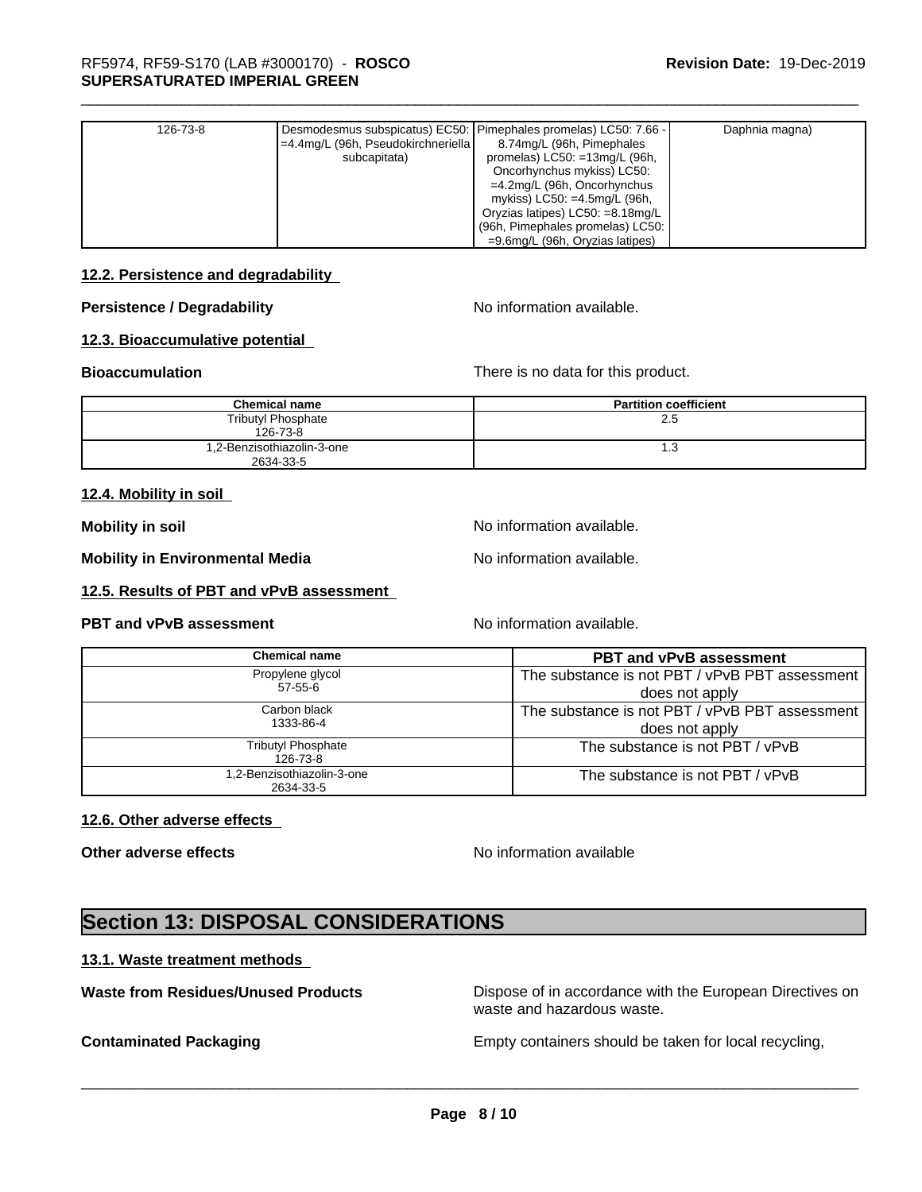| 126-73-8 | Desmodesmus subspicatus) EC50: =4.4mg/L (96h, Pseudokirchneriella subcapitata) | Pimephales promelas) LC50: 7.66 - 8.74mg/L (96h, Pimephales promelas) LC50: =13mg/L (96h, Oncorhynchus mykiss) LC50: =4.2mg/L (96h, Oncorhynchus mykiss) LC50: =4.5mg/L (96h, Oryzias latipes) LC50: =8.18mg/L (96h, Pimephales promelas) LC50: =9.6mg/L (96h, Oryzias latipes) | Daphnia magna) |
|---|---|---|---|

### 12.2. Persistence and degradability

**Persistence / Degradability** No information available.

### 12.3. Bioaccumulative potential

**Bioaccumulation** There is no data for this product.

| Chemical name | Partition coefficient |
|---|---|
| Tributyl Phosphate<br>126-73-8 | 2.5 |
| 1,2-Benzisothiazolin-3-one<br>2634-33-5 | 1.3 |

### 12.4. Mobility in soil

**Mobility in soil** No information available.

**Mobility in Environmental Media** No information available.

### 12.5. Results of PBT and vPvB assessment

**PBT and vPvB assessment** No information available.

| Chemical name | PBT and vPvB assessment |
|---|---|
| Propylene glycol<br>57-55-6 | The substance is not PBT / vPvB PBT assessment does not apply |
| Carbon black<br>1333-86-4 | The substance is not PBT / vPvB PBT assessment does not apply |
| Tributyl Phosphate<br>126-73-8 | The substance is not PBT / vPvB |
| 1,2-Benzisothiazolin-3-one<br>2634-33-5 | The substance is not PBT / vPvB |

### 12.6. Other adverse effects

**Other adverse effects** No information available

## Section 13: DISPOSAL CONSIDERATIONS

### 13.1. Waste treatment methods

**Waste from Residues/Unused Products** Dispose of in accordance with the European Directives on waste and hazardous waste.

**Contaminated Packaging** Empty containers should be taken for local recycling,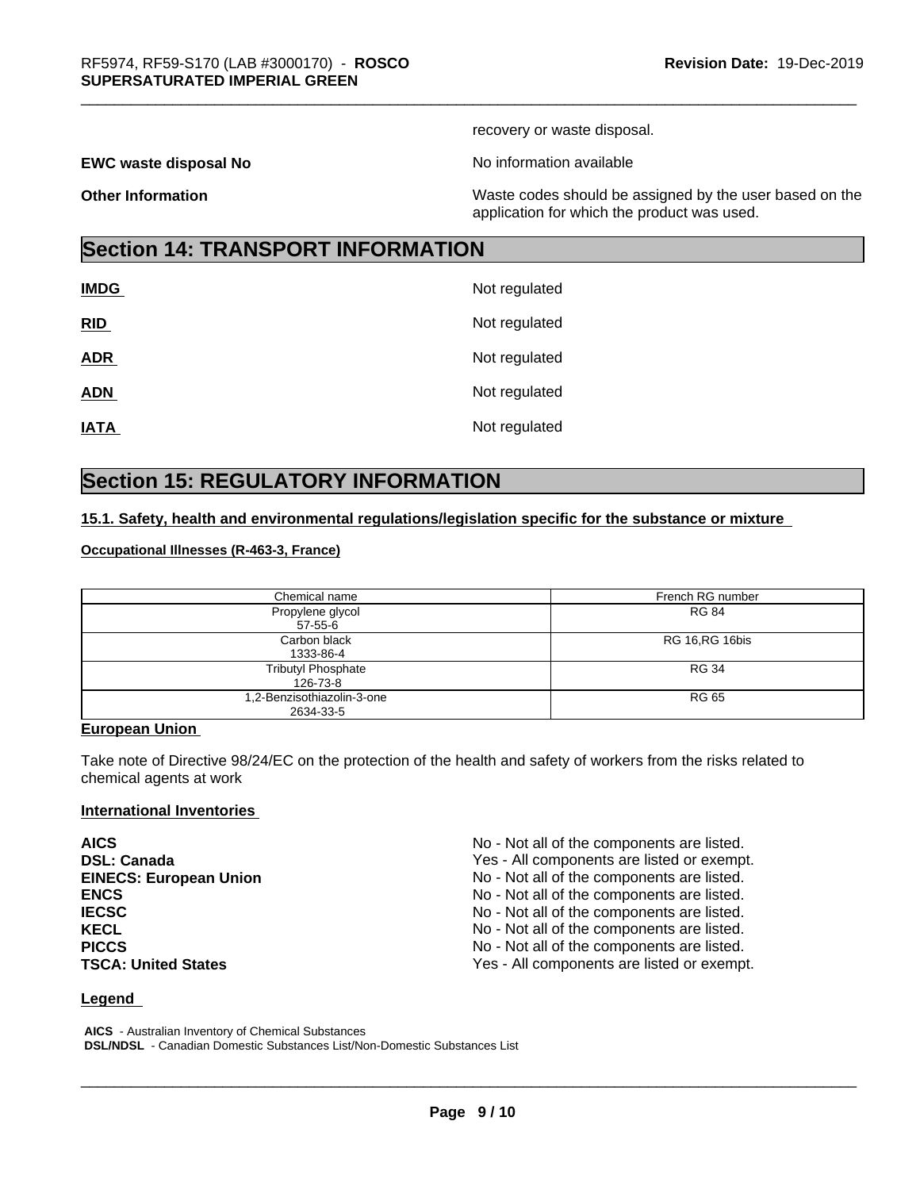recovery or waste disposal.

**EWC waste disposal No** — No information available

**Other Information** — Waste codes should be assigned by the user based on the application for which the product was used.

# Section 14: TRANSPORT INFORMATION

| | |
|---|---|
| **IMDG** | Not regulated |
| **RID** | Not regulated |
| **ADR** | Not regulated |
| **ADN** | Not regulated |
| **IATA** | Not regulated |

# Section 15: REGULATORY INFORMATION

## 15.1. Safety, health and environmental regulations/legislation specific for the substance or mixture

**Occupational Illnesses (R-463-3, France)**

| Chemical name | French RG number |
|---|---|
| Propylene glycol<br>57-55-6 | RG 84 |
| Carbon black<br>1333-86-4 | RG 16,RG 16bis |
| Tributyl Phosphate<br>126-73-8 | RG 34 |
| 1,2-Benzisothiazolin-3-one<br>2634-33-5 | RG 65 |

**European Union**

Take note of Directive 98/24/EC on the protection of the health and safety of workers from the risks related to chemical agents at work

**International Inventories**

| | |
|---|---|
| **AICS** | No - Not all of the components are listed. |
| **DSL: Canada** | Yes - All components are listed or exempt. |
| **EINECS: European Union** | No - Not all of the components are listed. |
| **ENCS** | No - Not all of the components are listed. |
| **IECSC** | No - Not all of the components are listed. |
| **KECL** | No - Not all of the components are listed. |
| **PICCS** | No - Not all of the components are listed. |
| **TSCA: United States** | Yes - All components are listed or exempt. |

**Legend**

**AICS** - Australian Inventory of Chemical Substances
**DSL/NDSL** - Canadian Domestic Substances List/Non-Domestic Substances List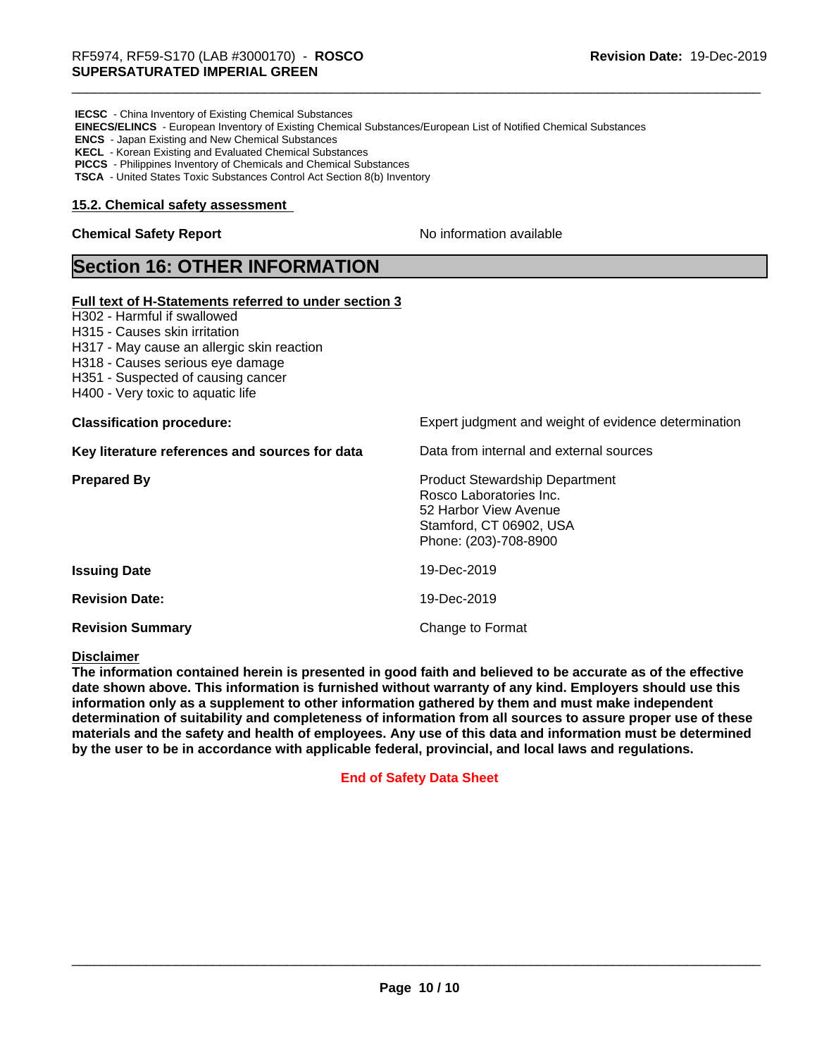**IECSC** - China Inventory of Existing Chemical Substances
**EINECS/ELINCS** - European Inventory of Existing Chemical Substances/European List of Notified Chemical Substances
**ENCS** - Japan Existing and New Chemical Substances
**KECL** - Korean Existing and Evaluated Chemical Substances
**PICCS** - Philippines Inventory of Chemicals and Chemical Substances
**TSCA** - United States Toxic Substances Control Act Section 8(b) Inventory

### 15.2. Chemical safety assessment

**Chemical Safety Report** No information available

## Section 16: OTHER INFORMATION

**Full text of H-Statements referred to under section 3**

H302 - Harmful if swallowed
H315 - Causes skin irritation
H317 - May cause an allergic skin reaction
H318 - Causes serious eye damage
H351 - Suspected of causing cancer
H400 - Very toxic to aquatic life

**Classification procedure:** Expert judgment and weight of evidence determination

**Key literature references and sources for data** Data from internal and external sources

**Prepared By** Product Stewardship Department
Rosco Laboratories Inc.
52 Harbor View Avenue
Stamford, CT 06902, USA
Phone: (203)-708-8900

**Issuing Date** 19-Dec-2019

**Revision Date:** 19-Dec-2019

**Revision Summary** Change to Format

**Disclaimer**

**The information contained herein is presented in good faith and believed to be accurate as of the effective date shown above. This information is furnished without warranty of any kind. Employers should use this information only as a supplement to other information gathered by them and must make independent determination of suitability and completeness of information from all sources to assure proper use of these materials and the safety and health of employees. Any use of this data and information must be determined by the user to be in accordance with applicable federal, provincial, and local laws and regulations.**

**End of Safety Data Sheet**